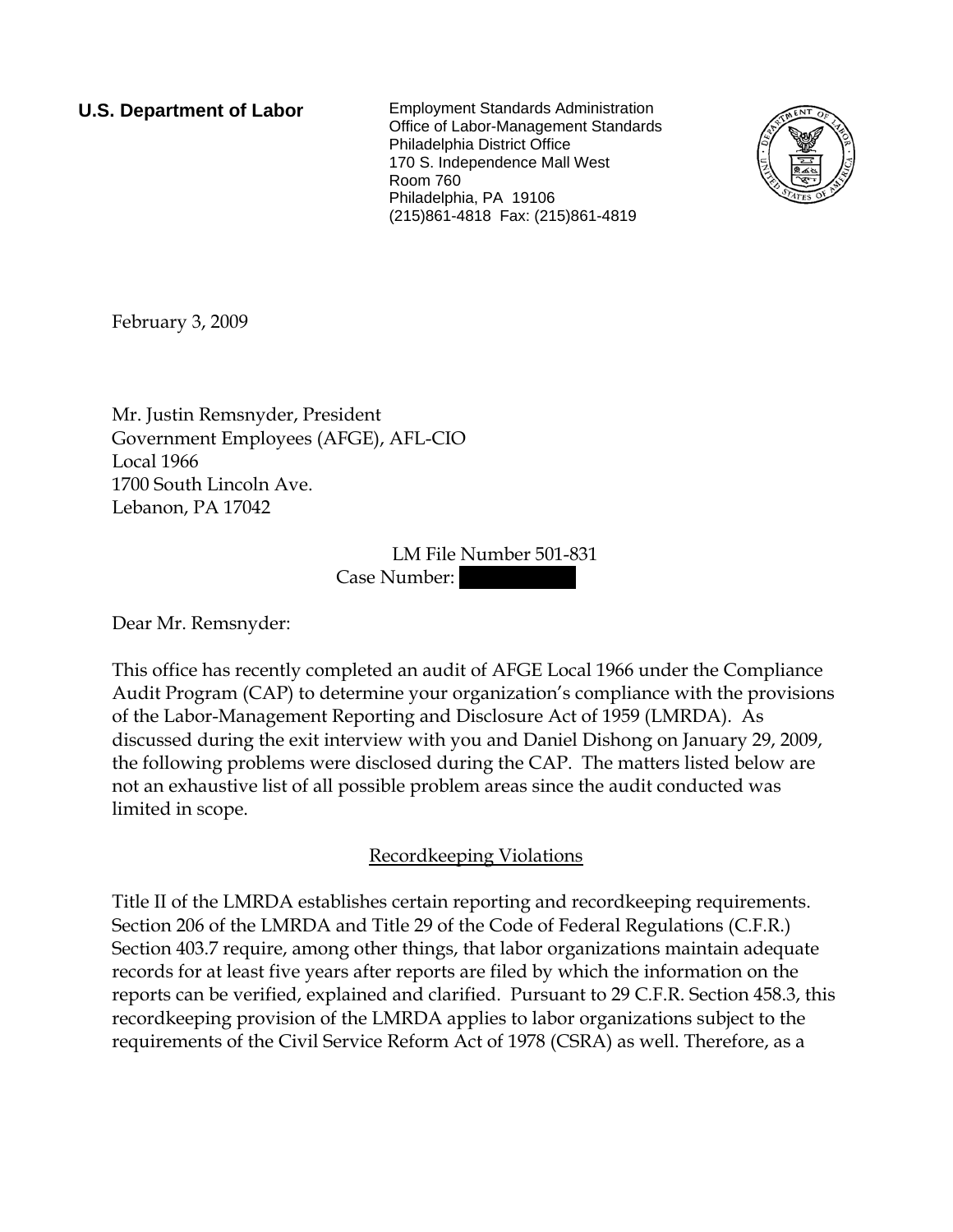**U.S. Department of Labor**

Employment Standards Administration
Office of Labor-Management Standards
Philadelphia District Office
170 S. Independence Mall West
Room 760
Philadelphia, PA 19106
(215)861-4818 Fax: (215)861-4819

February 3, 2009

Mr. Justin Remsnyder, President
Government Employees (AFGE), AFL-CIO
Local 1966
1700 South Lincoln Ave.
Lebanon, PA 17042

LM File Number 501-831
Case Number: ██████████

Dear Mr. Remsnyder:

This office has recently completed an audit of AFGE Local 1966 under the Compliance Audit Program (CAP) to determine your organization's compliance with the provisions of the Labor-Management Reporting and Disclosure Act of 1959 (LMRDA). As discussed during the exit interview with you and Daniel Dishong on January 29, 2009, the following problems were disclosed during the CAP. The matters listed below are not an exhaustive list of all possible problem areas since the audit conducted was limited in scope.

## Recordkeeping Violations

Title II of the LMRDA establishes certain reporting and recordkeeping requirements. Section 206 of the LMRDA and Title 29 of the Code of Federal Regulations (C.F.R.) Section 403.7 require, among other things, that labor organizations maintain adequate records for at least five years after reports are filed by which the information on the reports can be verified, explained and clarified. Pursuant to 29 C.F.R. Section 458.3, this recordkeeping provision of the LMRDA applies to labor organizations subject to the requirements of the Civil Service Reform Act of 1978 (CSRA) as well. Therefore, as a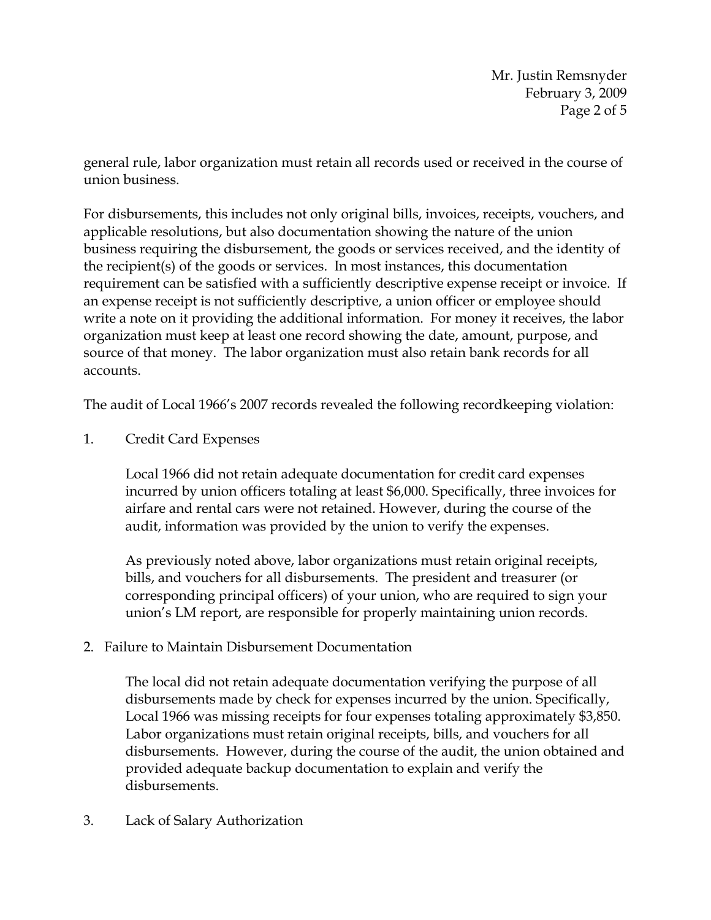general rule, labor organization must retain all records used or received in the course of union business.

For disbursements, this includes not only original bills, invoices, receipts, vouchers, and applicable resolutions, but also documentation showing the nature of the union business requiring the disbursement, the goods or services received, and the identity of the recipient(s) of the goods or services. In most instances, this documentation requirement can be satisfied with a sufficiently descriptive expense receipt or invoice. If an expense receipt is not sufficiently descriptive, a union officer or employee should write a note on it providing the additional information. For money it receives, the labor organization must keep at least one record showing the date, amount, purpose, and source of that money. The labor organization must also retain bank records for all accounts.

The audit of Local 1966's 2007 records revealed the following recordkeeping violation:

1. Credit Card Expenses

   Local 1966 did not retain adequate documentation for credit card expenses incurred by union officers totaling at least $6,000. Specifically, three invoices for airfare and rental cars were not retained. However, during the course of the audit, information was provided by the union to verify the expenses.

   As previously noted above, labor organizations must retain original receipts, bills, and vouchers for all disbursements. The president and treasurer (or corresponding principal officers) of your union, who are required to sign your union's LM report, are responsible for properly maintaining union records.

2. Failure to Maintain Disbursement Documentation

   The local did not retain adequate documentation verifying the purpose of all disbursements made by check for expenses incurred by the union. Specifically, Local 1966 was missing receipts for four expenses totaling approximately $3,850. Labor organizations must retain original receipts, bills, and vouchers for all disbursements. However, during the course of the audit, the union obtained and provided adequate backup documentation to explain and verify the disbursements.

3. Lack of Salary Authorization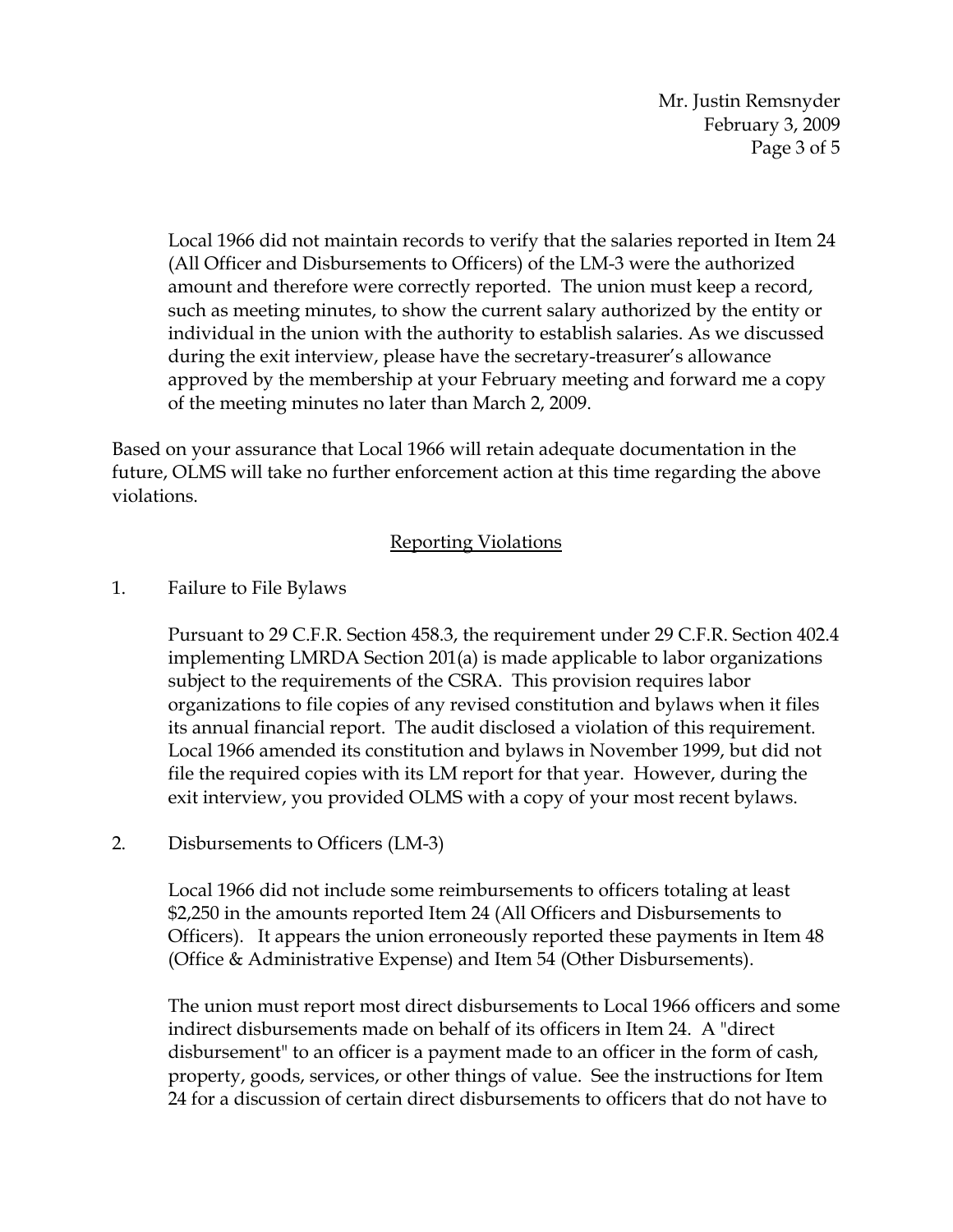Local 1966 did not maintain records to verify that the salaries reported in Item 24 (All Officer and Disbursements to Officers) of the LM-3 were the authorized amount and therefore were correctly reported. The union must keep a record, such as meeting minutes, to show the current salary authorized by the entity or individual in the union with the authority to establish salaries. As we discussed during the exit interview, please have the secretary-treasurer's allowance approved by the membership at your February meeting and forward me a copy of the meeting minutes no later than March 2, 2009.

Based on your assurance that Local 1966 will retain adequate documentation in the future, OLMS will take no further enforcement action at this time regarding the above violations.

## Reporting Violations

1. Failure to File Bylaws

   Pursuant to 29 C.F.R. Section 458.3, the requirement under 29 C.F.R. Section 402.4 implementing LMRDA Section 201(a) is made applicable to labor organizations subject to the requirements of the CSRA. This provision requires labor organizations to file copies of any revised constitution and bylaws when it files its annual financial report. The audit disclosed a violation of this requirement. Local 1966 amended its constitution and bylaws in November 1999, but did not file the required copies with its LM report for that year. However, during the exit interview, you provided OLMS with a copy of your most recent bylaws.

2. Disbursements to Officers (LM-3)

   Local 1966 did not include some reimbursements to officers totaling at least $2,250 in the amounts reported Item 24 (All Officers and Disbursements to Officers). It appears the union erroneously reported these payments in Item 48 (Office & Administrative Expense) and Item 54 (Other Disbursements).

   The union must report most direct disbursements to Local 1966 officers and some indirect disbursements made on behalf of its officers in Item 24. A "direct disbursement" to an officer is a payment made to an officer in the form of cash, property, goods, services, or other things of value. See the instructions for Item 24 for a discussion of certain direct disbursements to officers that do not have to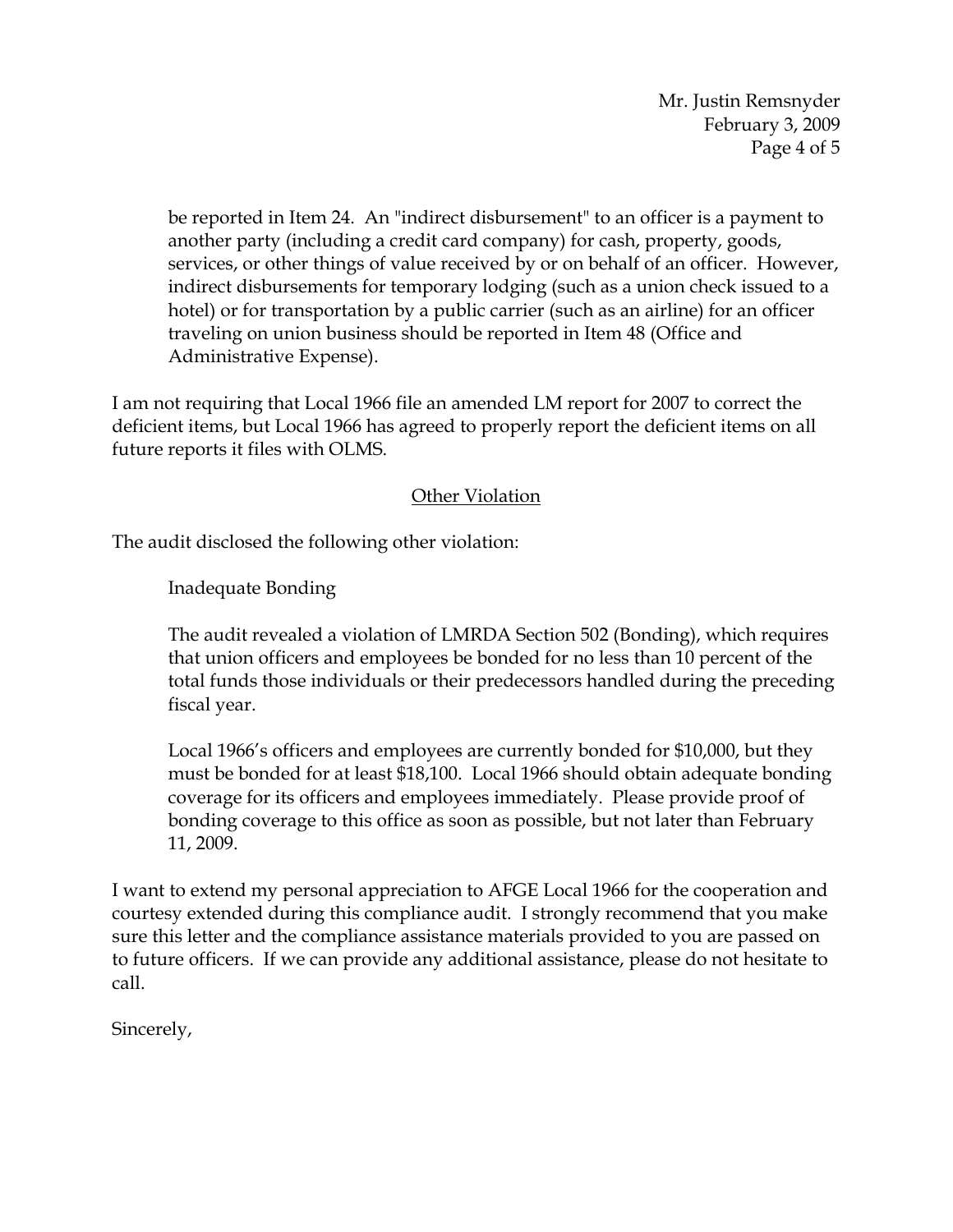be reported in Item 24. An "indirect disbursement" to an officer is a payment to another party (including a credit card company) for cash, property, goods, services, or other things of value received by or on behalf of an officer. However, indirect disbursements for temporary lodging (such as a union check issued to a hotel) or for transportation by a public carrier (such as an airline) for an officer traveling on union business should be reported in Item 48 (Office and Administrative Expense).

I am not requiring that Local 1966 file an amended LM report for 2007 to correct the deficient items, but Local 1966 has agreed to properly report the deficient items on all future reports it files with OLMS.

## Other Violation

The audit disclosed the following other violation:

Inadequate Bonding

The audit revealed a violation of LMRDA Section 502 (Bonding), which requires that union officers and employees be bonded for no less than 10 percent of the total funds those individuals or their predecessors handled during the preceding fiscal year.

Local 1966's officers and employees are currently bonded for $10,000, but they must be bonded for at least $18,100. Local 1966 should obtain adequate bonding coverage for its officers and employees immediately. Please provide proof of bonding coverage to this office as soon as possible, but not later than February 11, 2009.

I want to extend my personal appreciation to AFGE Local 1966 for the cooperation and courtesy extended during this compliance audit. I strongly recommend that you make sure this letter and the compliance assistance materials provided to you are passed on to future officers. If we can provide any additional assistance, please do not hesitate to call.

Sincerely,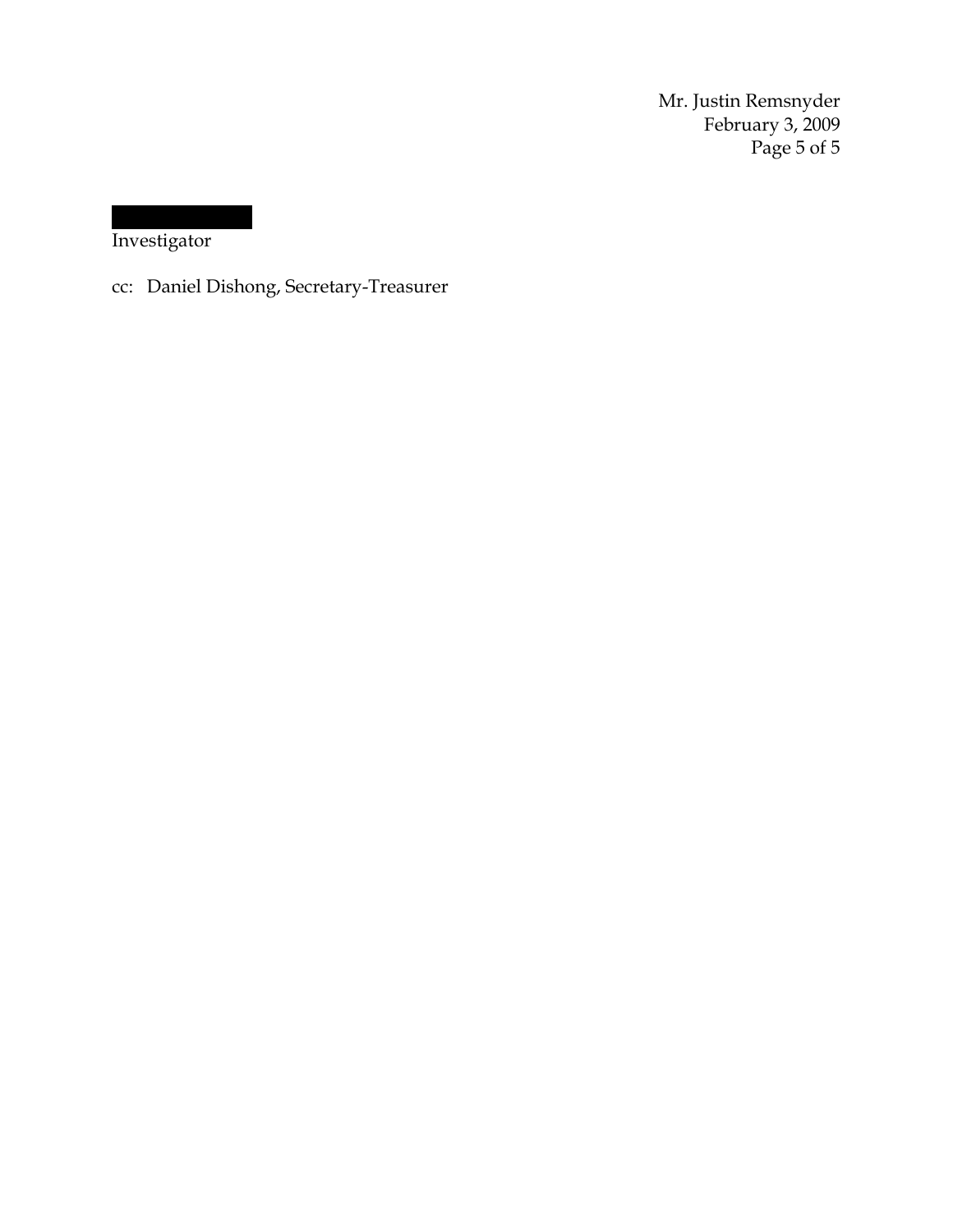Investigator

cc: Daniel Dishong, Secretary-Treasurer